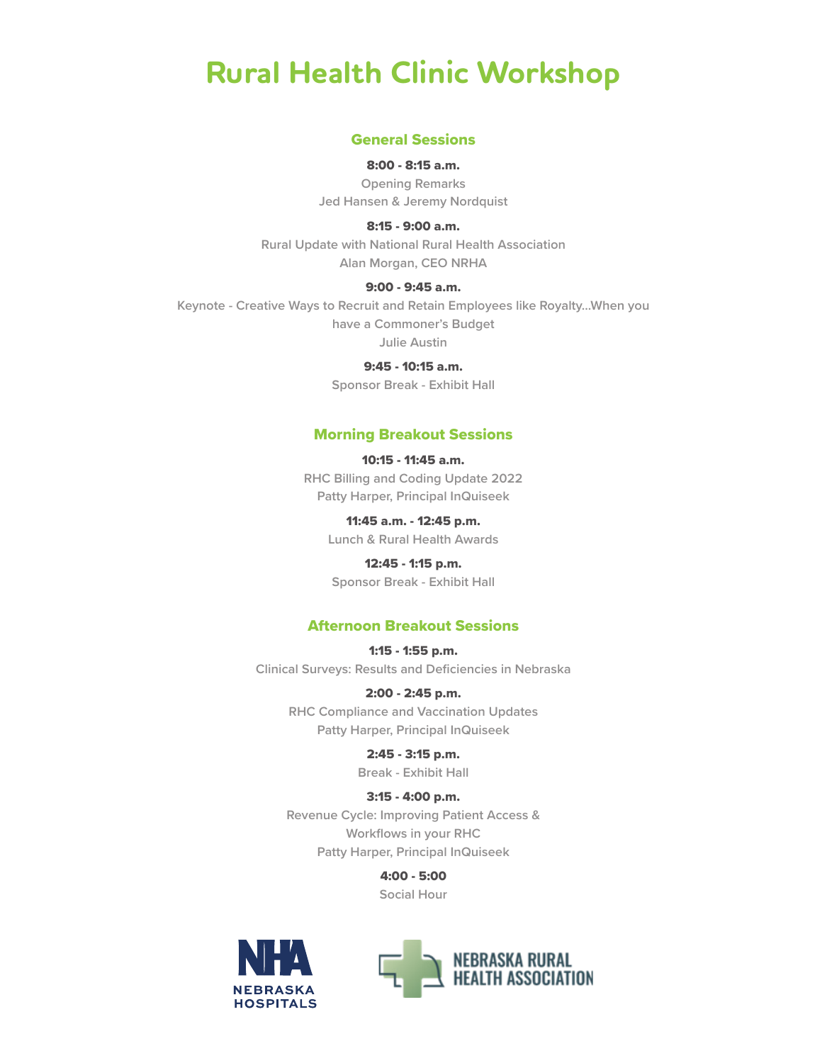# Rural Health Clinic Workshop

## General Sessions

**8:00 - 8:15 a.m.**
Opening Remarks
Jed Hansen & Jeremy Nordquist

**8:15 - 9:00 a.m.**
Rural Update with National Rural Health Association
Alan Morgan, CEO NRHA

**9:00 - 9:45 a.m.**
Keynote - Creative Ways to Recruit and Retain Employees like Royalty...When you have a Commoner's Budget
Julie Austin

**9:45 - 10:15 a.m.**
Sponsor Break - Exhibit Hall

## Morning Breakout Sessions

**10:15 - 11:45 a.m.**
RHC Billing and Coding Update 2022
Patty Harper, Principal InQuiseek

**11:45 a.m. - 12:45 p.m.**
Lunch & Rural Health Awards

**12:45 - 1:15 p.m.**
Sponsor Break - Exhibit Hall

## Afternoon Breakout Sessions

**1:15 - 1:55 p.m.**
Clinical Surveys: Results and Deficiencies in Nebraska

**2:00 - 2:45 p.m.**
RHC Compliance and Vaccination Updates
Patty Harper, Principal InQuiseek

**2:45 - 3:15 p.m.**
Break - Exhibit Hall

**3:15 - 4:00 p.m.**
Revenue Cycle: Improving Patient Access & Workflows in your RHC
Patty Harper, Principal InQuiseek

**4:00 - 5:00**
Social Hour

NHA NEBRASKA HOSPITALS

NEBRASKA RURAL HEALTH ASSOCIATION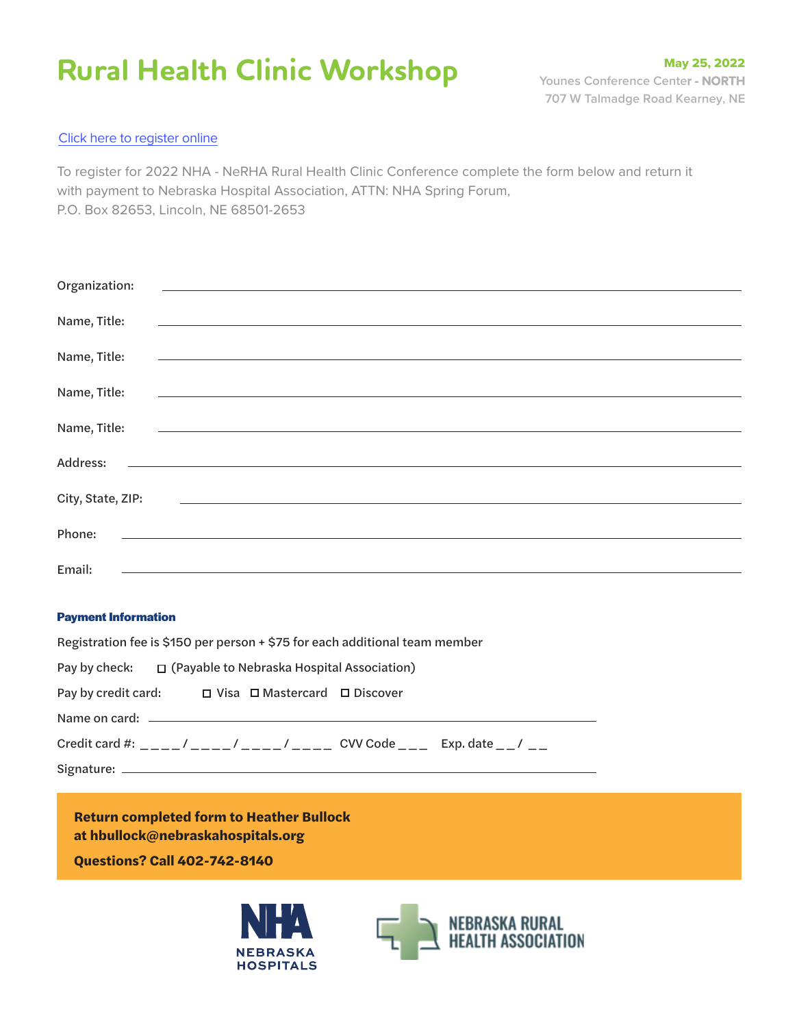# Rural Health Clinic Workshop

**May 25, 2022**
Younes Conference Center - **NORTH**
707 W Talmadge Road Kearney, NE

Click here to register online

To register for 2022 NHA - NeRHA Rural Health Clinic Conference complete the form below and return it with payment to Nebraska Hospital Association, ATTN: NHA Spring Forum, P.O. Box 82653, Lincoln, NE 68501-2653

Organization: ____________________

Name, Title: ____________________

Name, Title: ____________________

Name, Title: ____________________

Name, Title: ____________________

Address: ____________________

City, State, ZIP: ____________________

Phone: ____________________

Email: ____________________

**Payment Information**

Registration fee is $150 per person + $75 for each additional team member

Pay by check: ☐ (Payable to Nebraska Hospital Association)

Pay by credit card: ☐ Visa ☐ Mastercard ☐ Discover

Name on card: ____________________

Credit card #: _ _ _ _ / _ _ _ _ / _ _ _ _ / _ _ _ _ CVV Code _ _ _ Exp. date _ _ / _ _

Signature: ____________________

**Return completed form to Heather Bullock at hbullock@nebraskahospitals.org**

**Questions? Call 402-742-8140**

NHA NEBRASKA HOSPITALS

NEBRASKA RURAL HEALTH ASSOCIATION